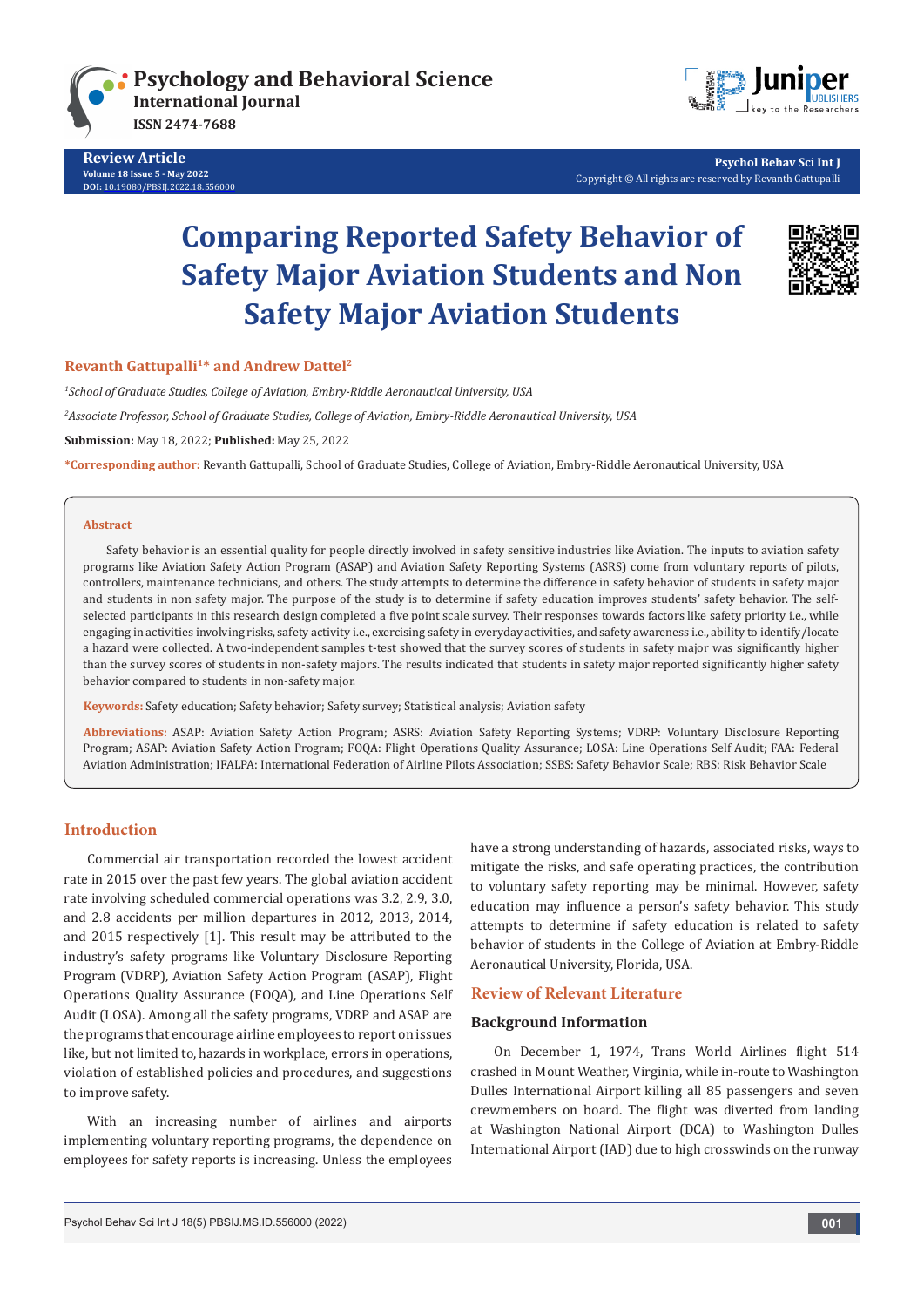# Comparing Reported Safety Behavior of Safety Major Aviation Students and Non Safety Major Aviation Students

**Revanth Gattupalli[1]* and Andrew Dattel[2]**

*[1]School of Graduate Studies, College of Aviation, Embry-Riddle Aeronautical University, USA*

*[2]Associate Professor, School of Graduate Studies, College of Aviation, Embry-Riddle Aeronautical University, USA*

**Submission:** May 18, 2022; **Published:** May 25, 2022

***Corresponding author:** Revanth Gattupalli, School of Graduate Studies, College of Aviation, Embry-Riddle Aeronautical University, USA

## Abstract

Safety behavior is an essential quality for people directly involved in safety sensitive industries like Aviation. The inputs to aviation safety programs like Aviation Safety Action Program (ASAP) and Aviation Safety Reporting Systems (ASRS) come from voluntary reports of pilots, controllers, maintenance technicians, and others. The study attempts to determine the difference in safety behavior of students in safety major and students in non safety major. The purpose of the study is to determine if safety education improves students' safety behavior. The self-selected participants in this research design completed a five point scale survey. Their responses towards factors like safety priority i.e., while engaging in activities involving risks, safety activity i.e., exercising safety in everyday activities, and safety awareness i.e., ability to identify/locate a hazard were collected. A two-independent samples t-test showed that the survey scores of students in safety major was significantly higher than the survey scores of students in non-safety majors. The results indicated that students in safety major reported significantly higher safety behavior compared to students in non-safety major.

**Keywords:** Safety education; Safety behavior; Safety survey; Statistical analysis; Aviation safety

**Abbreviations:** ASAP: Aviation Safety Action Program; ASRS: Aviation Safety Reporting Systems; VDRP: Voluntary Disclosure Reporting Program; ASAP: Aviation Safety Action Program; FOQA: Flight Operations Quality Assurance; LOSA: Line Operations Self Audit; FAA: Federal Aviation Administration; IFALPA: International Federation of Airline Pilots Association; SSBS: Safety Behavior Scale; RBS: Risk Behavior Scale

## Introduction

Commercial air transportation recorded the lowest accident rate in 2015 over the past few years. The global aviation accident rate involving scheduled commercial operations was 3.2, 2.9, 3.0, and 2.8 accidents per million departures in 2012, 2013, 2014, and 2015 respectively [1]. This result may be attributed to the industry's safety programs like Voluntary Disclosure Reporting Program (VDRP), Aviation Safety Action Program (ASAP), Flight Operations Quality Assurance (FOQA), and Line Operations Self Audit (LOSA). Among all the safety programs, VDRP and ASAP are the programs that encourage airline employees to report on issues like, but not limited to, hazards in workplace, errors in operations, violation of established policies and procedures, and suggestions to improve safety.

With an increasing number of airlines and airports implementing voluntary reporting programs, the dependence on employees for safety reports is increasing. Unless the employees have a strong understanding of hazards, associated risks, ways to mitigate the risks, and safe operating practices, the contribution to voluntary safety reporting may be minimal. However, safety education may influence a person's safety behavior. This study attempts to determine if safety education is related to safety behavior of students in the College of Aviation at Embry-Riddle Aeronautical University, Florida, USA.

## Review of Relevant Literature

### Background Information

On December 1, 1974, Trans World Airlines flight 514 crashed in Mount Weather, Virginia, while in-route to Washington Dulles International Airport killing all 85 passengers and seven crewmembers on board. The flight was diverted from landing at Washington National Airport (DCA) to Washington Dulles International Airport (IAD) due to high crosswinds on the runway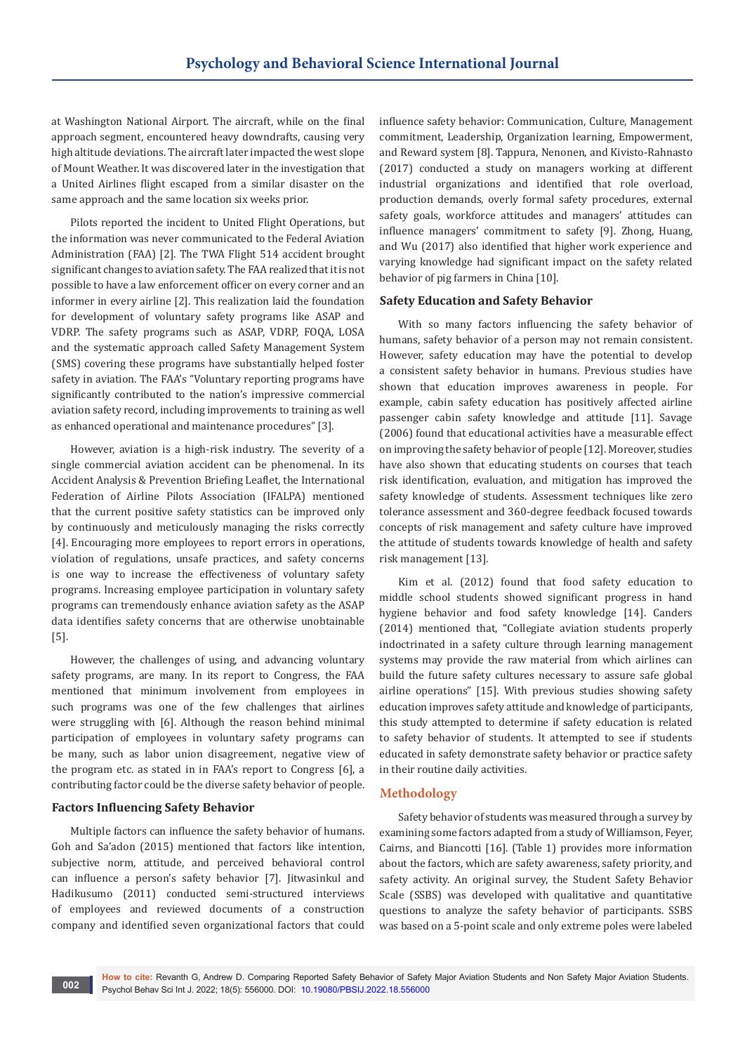at Washington National Airport. The aircraft, while on the final approach segment, encountered heavy downdrafts, causing very high altitude deviations. The aircraft later impacted the west slope of Mount Weather. It was discovered later in the investigation that a United Airlines flight escaped from a similar disaster on the same approach and the same location six weeks prior.

Pilots reported the incident to United Flight Operations, but the information was never communicated to the Federal Aviation Administration (FAA) [2]. The TWA Flight 514 accident brought significant changes to aviation safety. The FAA realized that it is not possible to have a law enforcement officer on every corner and an informer in every airline [2]. This realization laid the foundation for development of voluntary safety programs like ASAP and VDRP. The safety programs such as ASAP, VDRP, FOQA, LOSA and the systematic approach called Safety Management System (SMS) covering these programs have substantially helped foster safety in aviation. The FAA's "Voluntary reporting programs have significantly contributed to the nation's impressive commercial aviation safety record, including improvements to training as well as enhanced operational and maintenance procedures" [3].

However, aviation is a high-risk industry. The severity of a single commercial aviation accident can be phenomenal. In its Accident Analysis & Prevention Briefing Leaflet, the International Federation of Airline Pilots Association (IFALPA) mentioned that the current positive safety statistics can be improved only by continuously and meticulously managing the risks correctly [4]. Encouraging more employees to report errors in operations, violation of regulations, unsafe practices, and safety concerns is one way to increase the effectiveness of voluntary safety programs. Increasing employee participation in voluntary safety programs can tremendously enhance aviation safety as the ASAP data identifies safety concerns that are otherwise unobtainable [5].

However, the challenges of using, and advancing voluntary safety programs, are many. In its report to Congress, the FAA mentioned that minimum involvement from employees in such programs was one of the few challenges that airlines were struggling with [6]. Although the reason behind minimal participation of employees in voluntary safety programs can be many, such as labor union disagreement, negative view of the program etc. as stated in in FAA's report to Congress [6], a contributing factor could be the diverse safety behavior of people.

### Factors Influencing Safety Behavior

Multiple factors can influence the safety behavior of humans. Goh and Sa'adon (2015) mentioned that factors like intention, subjective norm, attitude, and perceived behavioral control can influence a person's safety behavior [7]. Jitwasinkul and Hadikusumo (2011) conducted semi-structured interviews of employees and reviewed documents of a construction company and identified seven organizational factors that could influence safety behavior: Communication, Culture, Management commitment, Leadership, Organization learning, Empowerment, and Reward system [8]. Tappura, Nenonen, and Kivisto-Rahnasto (2017) conducted a study on managers working at different industrial organizations and identified that role overload, production demands, overly formal safety procedures, external safety goals, workforce attitudes and managers' attitudes can influence managers' commitment to safety [9]. Zhong, Huang, and Wu (2017) also identified that higher work experience and varying knowledge had significant impact on the safety related behavior of pig farmers in China [10].

### Safety Education and Safety Behavior

With so many factors influencing the safety behavior of humans, safety behavior of a person may not remain consistent. However, safety education may have the potential to develop a consistent safety behavior in humans. Previous studies have shown that education improves awareness in people. For example, cabin safety education has positively affected airline passenger cabin safety knowledge and attitude [11]. Savage (2006) found that educational activities have a measurable effect on improving the safety behavior of people [12]. Moreover, studies have also shown that educating students on courses that teach risk identification, evaluation, and mitigation has improved the safety knowledge of students. Assessment techniques like zero tolerance assessment and 360-degree feedback focused towards concepts of risk management and safety culture have improved the attitude of students towards knowledge of health and safety risk management [13].

Kim et al. (2012) found that food safety education to middle school students showed significant progress in hand hygiene behavior and food safety knowledge [14]. Canders (2014) mentioned that, "Collegiate aviation students properly indoctrinated in a safety culture through learning management systems may provide the raw material from which airlines can build the future safety cultures necessary to assure safe global airline operations" [15]. With previous studies showing safety education improves safety attitude and knowledge of participants, this study attempted to determine if safety education is related to safety behavior of students. It attempted to see if students educated in safety demonstrate safety behavior or practice safety in their routine daily activities.

## Methodology

Safety behavior of students was measured through a survey by examining some factors adapted from a study of Williamson, Feyer, Cairns, and Biancotti [16]. (Table 1) provides more information about the factors, which are safety awareness, safety priority, and safety activity. An original survey, the Student Safety Behavior Scale (SSBS) was developed with qualitative and quantitative questions to analyze the safety behavior of participants. SSBS was based on a 5-point scale and only extreme poles were labeled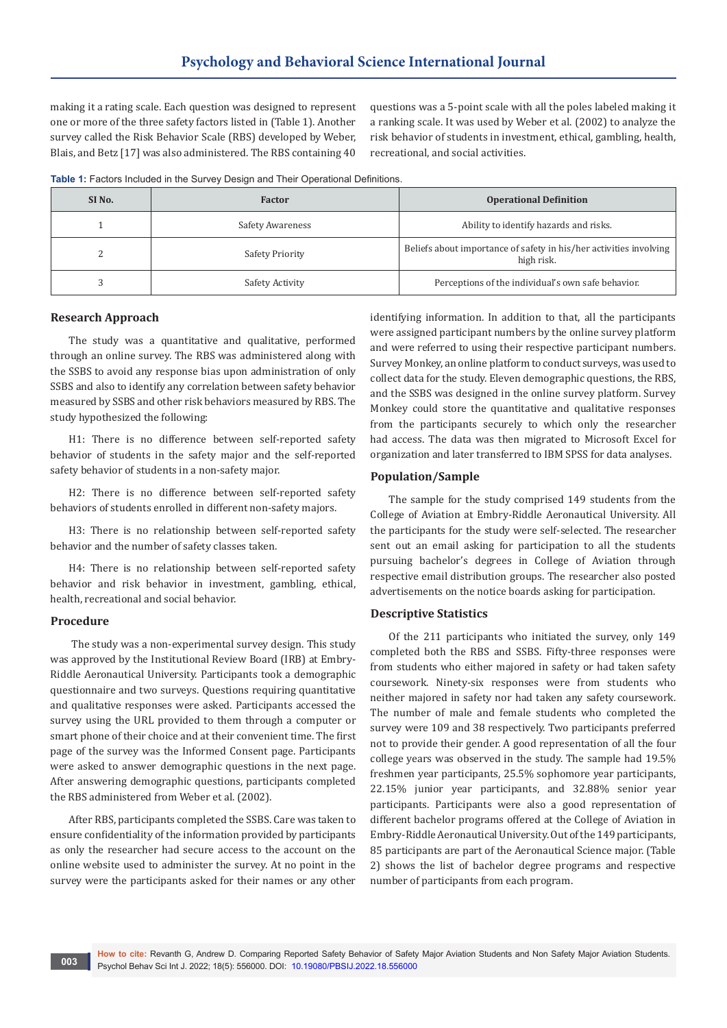making it a rating scale. Each question was designed to represent one or more of the three safety factors listed in (Table 1). Another survey called the Risk Behavior Scale (RBS) developed by Weber, Blais, and Betz [17] was also administered. The RBS containing 40 questions was a 5-point scale with all the poles labeled making it a ranking scale. It was used by Weber et al. (2002) to analyze the risk behavior of students in investment, ethical, gambling, health, recreational, and social activities.

**Table 1:** Factors Included in the Survey Design and Their Operational Definitions.

| SI No. | Factor | Operational Definition |
|---|---|---|
| 1 | Safety Awareness | Ability to identify hazards and risks. |
| 2 | Safety Priority | Beliefs about importance of safety in his/her activities involving high risk. |
| 3 | Safety Activity | Perceptions of the individual's own safe behavior. |

## Research Approach

The study was a quantitative and qualitative, performed through an online survey. The RBS was administered along with the SSBS to avoid any response bias upon administration of only SSBS and also to identify any correlation between safety behavior measured by SSBS and other risk behaviors measured by RBS. The study hypothesized the following:

H1: There is no difference between self-reported safety behavior of students in the safety major and the self-reported safety behavior of students in a non-safety major.

H2: There is no difference between self-reported safety behaviors of students enrolled in different non-safety majors.

H3: There is no relationship between self-reported safety behavior and the number of safety classes taken.

H4: There is no relationship between self-reported safety behavior and risk behavior in investment, gambling, ethical, health, recreational and social behavior.

## Procedure

The study was a non-experimental survey design. This study was approved by the Institutional Review Board (IRB) at Embry-Riddle Aeronautical University. Participants took a demographic questionnaire and two surveys. Questions requiring quantitative and qualitative responses were asked. Participants accessed the survey using the URL provided to them through a computer or smart phone of their choice and at their convenient time. The first page of the survey was the Informed Consent page. Participants were asked to answer demographic questions in the next page. After answering demographic questions, participants completed the RBS administered from Weber et al. (2002).

After RBS, participants completed the SSBS. Care was taken to ensure confidentiality of the information provided by participants as only the researcher had secure access to the account on the online website used to administer the survey. At no point in the survey were the participants asked for their names or any other identifying information. In addition to that, all the participants were assigned participant numbers by the online survey platform and were referred to using their respective participant numbers. Survey Monkey, an online platform to conduct surveys, was used to collect data for the study. Eleven demographic questions, the RBS, and the SSBS was designed in the online survey platform. Survey Monkey could store the quantitative and qualitative responses from the participants securely to which only the researcher had access. The data was then migrated to Microsoft Excel for organization and later transferred to IBM SPSS for data analyses.

## Population/Sample

The sample for the study comprised 149 students from the College of Aviation at Embry-Riddle Aeronautical University. All the participants for the study were self-selected. The researcher sent out an email asking for participation to all the students pursuing bachelor's degrees in College of Aviation through respective email distribution groups. The researcher also posted advertisements on the notice boards asking for participation.

## Descriptive Statistics

Of the 211 participants who initiated the survey, only 149 completed both the RBS and SSBS. Fifty-three responses were from students who either majored in safety or had taken safety coursework. Ninety-six responses were from students who neither majored in safety nor had taken any safety coursework. The number of male and female students who completed the survey were 109 and 38 respectively. Two participants preferred not to provide their gender. A good representation of all the four college years was observed in the study. The sample had 19.5% freshmen year participants, 25.5% sophomore year participants, 22.15% junior year participants, and 32.88% senior year participants. Participants were also a good representation of different bachelor programs offered at the College of Aviation in Embry-Riddle Aeronautical University. Out of the 149 participants, 85 participants are part of the Aeronautical Science major. (Table 2) shows the list of bachelor degree programs and respective number of participants from each program.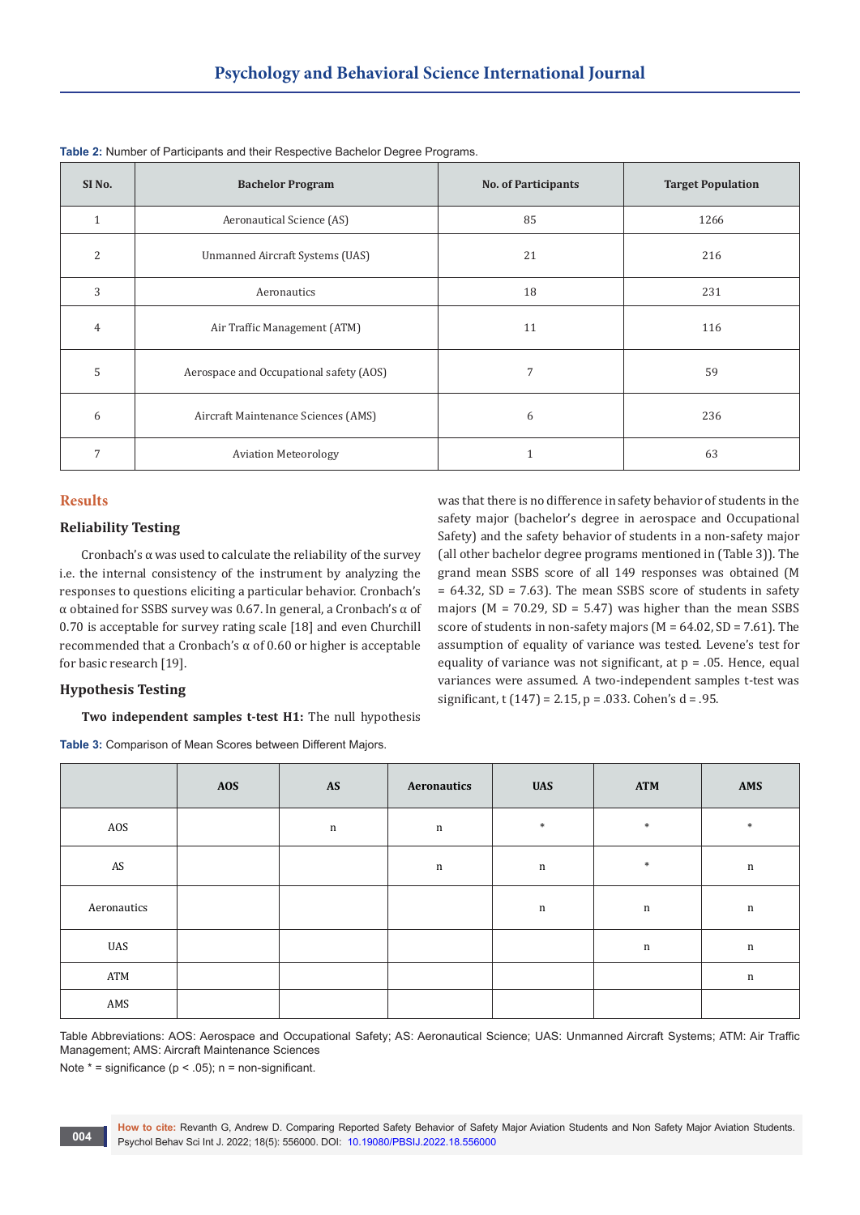**Table 2:** Number of Participants and their Respective Bachelor Degree Programs.

| Sl No. | Bachelor Program | No. of Participants | Target Population |
|---|---|---|---|
| 1 | Aeronautical Science (AS) | 85 | 1266 |
| 2 | Unmanned Aircraft Systems (UAS) | 21 | 216 |
| 3 | Aeronautics | 18 | 231 |
| 4 | Air Traffic Management (ATM) | 11 | 116 |
| 5 | Aerospace and Occupational safety (AOS) | 7 | 59 |
| 6 | Aircraft Maintenance Sciences (AMS) | 6 | 236 |
| 7 | Aviation Meteorology | 1 | 63 |

## Results

### Reliability Testing

Cronbach's α was used to calculate the reliability of the survey i.e. the internal consistency of the instrument by analyzing the responses to questions eliciting a particular behavior. Cronbach's α obtained for SSBS survey was 0.67. In general, a Cronbach's α of 0.70 is acceptable for survey rating scale [18] and even Churchill recommended that a Cronbach's α of 0.60 or higher is acceptable for basic research [19].

### Hypothesis Testing

**Two independent samples t-test H1:** The null hypothesis was that there is no difference in safety behavior of students in the safety major (bachelor's degree in aerospace and Occupational Safety) and the safety behavior of students in a non-safety major (all other bachelor degree programs mentioned in (Table 3)). The grand mean SSBS score of all 149 responses was obtained (M = 64.32, SD = 7.63). The mean SSBS score of students in safety majors (M = 70.29, SD = 5.47) was higher than the mean SSBS score of students in non-safety majors (M = 64.02, SD = 7.61). The assumption of equality of variance was tested. Levene's test for equality of variance was not significant, at $p = .05$. Hence, equal variances were assumed. A two-independent samples t-test was significant, $t(147) = 2.15$, $p = .033$. Cohen's $d = .95$.

**Table 3:** Comparison of Mean Scores between Different Majors.

| | AOS | AS | Aeronautics | UAS | ATM | AMS |
|---|---|---|---|---|---|---|
| AOS | | n | n | * | * | * |
| AS | | | n | n | * | n |
| Aeronautics | | | | n | n | n |
| UAS | | | | | n | n |
| ATM | | | | | | n |
| AMS | | | | | | |

Table Abbreviations: AOS: Aerospace and Occupational Safety; AS: Aeronautical Science; UAS: Unmanned Aircraft Systems; ATM: Air Traffic Management; AMS: Aircraft Maintenance Sciences

Note * = significance ($p < .05$); n = non-significant.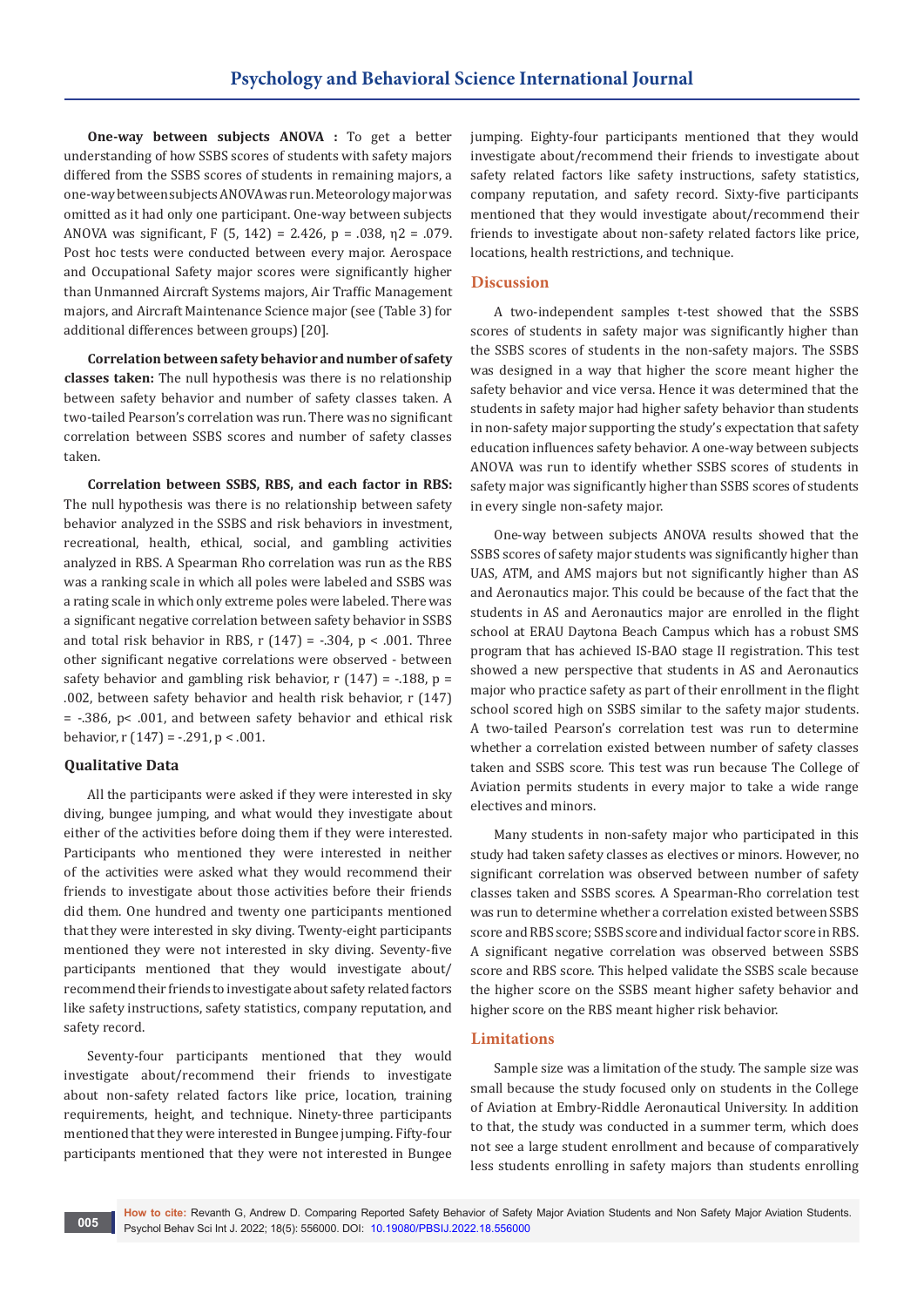**One-way between subjects ANOVA :** To get a better understanding of how SSBS scores of students with safety majors differed from the SSBS scores of students in remaining majors, a one-way between subjects ANOVA was run. Meteorology major was omitted as it had only one participant. One-way between subjects ANOVA was significant, $F(5, 142) = 2.426$, $p = .038$, $\eta^2 = .079$. Post hoc tests were conducted between every major. Aerospace and Occupational Safety major scores were significantly higher than Unmanned Aircraft Systems majors, Air Traffic Management majors, and Aircraft Maintenance Science major (see (Table 3) for additional differences between groups) [20].

**Correlation between safety behavior and number of safety classes taken:** The null hypothesis was there is no relationship between safety behavior and number of safety classes taken. A two-tailed Pearson's correlation was run. There was no significant correlation between SSBS scores and number of safety classes taken.

**Correlation between SSBS, RBS, and each factor in RBS:** The null hypothesis was there is no relationship between safety behavior analyzed in the SSBS and risk behaviors in investment, recreational, health, ethical, social, and gambling activities analyzed in RBS. A Spearman Rho correlation was run as the RBS was a ranking scale in which all poles were labeled and SSBS was a rating scale in which only extreme poles were labeled. There was a significant negative correlation between safety behavior in SSBS and total risk behavior in RBS, $r(147) = -.304$, $p < .001$. Three other significant negative correlations were observed - between safety behavior and gambling risk behavior, $r(147) = -.188$, $p = .002$, between safety behavior and health risk behavior, $r(147) = -.386$, $p < .001$, and between safety behavior and ethical risk behavior, $r(147) = -.291$, $p < .001$.

### Qualitative Data

All the participants were asked if they were interested in sky diving, bungee jumping, and what would they investigate about either of the activities before doing them if they were interested. Participants who mentioned they were interested in neither of the activities were asked what they would recommend their friends to investigate about those activities before their friends did them. One hundred and twenty one participants mentioned that they were interested in sky diving. Twenty-eight participants mentioned they were not interested in sky diving. Seventy-five participants mentioned that they would investigate about/ recommend their friends to investigate about safety related factors like safety instructions, safety statistics, company reputation, and safety record.

Seventy-four participants mentioned that they would investigate about/recommend their friends to investigate about non-safety related factors like price, location, training requirements, height, and technique. Ninety-three participants mentioned that they were interested in Bungee jumping. Fifty-four participants mentioned that they were not interested in Bungee jumping. Eighty-four participants mentioned that they would investigate about/recommend their friends to investigate about safety related factors like safety instructions, safety statistics, company reputation, and safety record. Sixty-five participants mentioned that they would investigate about/recommend their friends to investigate about non-safety related factors like price, locations, health restrictions, and technique.

## Discussion

A two-independent samples t-test showed that the SSBS scores of students in safety major was significantly higher than the SSBS scores of students in the non-safety majors. The SSBS was designed in a way that higher the score meant higher the safety behavior and vice versa. Hence it was determined that the students in safety major had higher safety behavior than students in non-safety major supporting the study's expectation that safety education influences safety behavior. A one-way between subjects ANOVA was run to identify whether SSBS scores of students in safety major was significantly higher than SSBS scores of students in every single non-safety major.

One-way between subjects ANOVA results showed that the SSBS scores of safety major students was significantly higher than UAS, ATM, and AMS majors but not significantly higher than AS and Aeronautics major. This could be because of the fact that the students in AS and Aeronautics major are enrolled in the flight school at ERAU Daytona Beach Campus which has a robust SMS program that has achieved IS-BAO stage II registration. This test showed a new perspective that students in AS and Aeronautics major who practice safety as part of their enrollment in the flight school scored high on SSBS similar to the safety major students. A two-tailed Pearson's correlation test was run to determine whether a correlation existed between number of safety classes taken and SSBS score. This test was run because The College of Aviation permits students in every major to take a wide range electives and minors.

Many students in non-safety major who participated in this study had taken safety classes as electives or minors. However, no significant correlation was observed between number of safety classes taken and SSBS scores. A Spearman-Rho correlation test was run to determine whether a correlation existed between SSBS score and RBS score; SSBS score and individual factor score in RBS. A significant negative correlation was observed between SSBS score and RBS score. This helped validate the SSBS scale because the higher score on the SSBS meant higher safety behavior and higher score on the RBS meant higher risk behavior.

## Limitations

Sample size was a limitation of the study. The sample size was small because the study focused only on students in the College of Aviation at Embry-Riddle Aeronautical University. In addition to that, the study was conducted in a summer term, which does not see a large student enrollment and because of comparatively less students enrolling in safety majors than students enrolling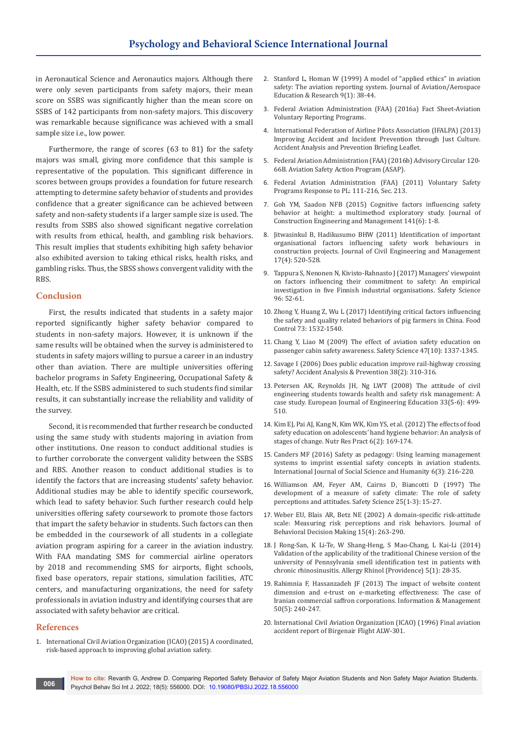in Aeronautical Science and Aeronautics majors. Although there were only seven participants from safety majors, their mean score on SSBS was significantly higher than the mean score on SSBS of 142 participants from non-safety majors. This discovery was remarkable because significance was achieved with a small sample size i.e., low power.

Furthermore, the range of scores (63 to 81) for the safety majors was small, giving more confidence that this sample is representative of the population. This significant difference in scores between groups provides a foundation for future research attempting to determine safety behavior of students and provides confidence that a greater significance can be achieved between safety and non-safety students if a larger sample size is used. The results from SSBS also showed significant negative correlation with results from ethical, health, and gambling risk behaviors. This result implies that students exhibiting high safety behavior also exhibited aversion to taking ethical risks, health risks, and gambling risks. Thus, the SBSS shows convergent validity with the RBS.

## Conclusion

First, the results indicated that students in a safety major reported significantly higher safety behavior compared to students in non-safety majors. However, it is unknown if the same results will be obtained when the survey is administered to students in safety majors willing to pursue a career in an industry other than aviation. There are multiple universities offering bachelor programs in Safety Engineering, Occupational Safety & Health, etc. If the SSBS administered to such students find similar results, it can substantially increase the reliability and validity of the survey.

Second, it is recommended that further research be conducted using the same study with students majoring in aviation from other institutions. One reason to conduct additional studies is to further corroborate the convergent validity between the SSBS and RBS. Another reason to conduct additional studies is to identify the factors that are increasing students' safety behavior. Additional studies may be able to identify specific coursework, which lead to safety behavior. Such further research could help universities offering safety coursework to promote those factors that impart the safety behavior in students. Such factors can then be embedded in the coursework of all students in a collegiate aviation program aspiring for a career in the aviation industry. With FAA mandating SMS for commercial airline operators by 2018 and recommending SMS for airports, flight schools, fixed base operators, repair stations, simulation facilities, ATC centers, and manufacturing organizations, the need for safety professionals in aviation industry and identifying courses that are associated with safety behavior are critical.

## References

1. International Civil Aviation Organization (ICAO) (2015) A coordinated, risk-based approach to improving global aviation safety.
2. Stanford L, Homan W (1999) A model of "applied ethics" in aviation safety: The aviation reporting system. Journal of Aviation/Aerospace Education & Research 9(1): 38-44.
3. Federal Aviation Administration (FAA) (2016a) Fact Sheet-Aviation Voluntary Reporting Programs.
4. International Federation of Airline Pilots Association (IFALPA) (2013) Improving Accident and Incident Prevention through Just Culture. Accident Analysis and Prevention Briefing Leaflet.
5. Federal Aviation Administration (FAA) (2016b) Advisory Circular 120-66B. Aviation Safety Action Program (ASAP).
6. Federal Aviation Administration (FAA) (2011) Voluntary Safety Programs Response to PL: 111-216, Sec. 213.
7. Goh YM, Saadon NFB (2015) Cognitive factors influencing safety behavior at height: a multimethod exploratory study. Journal of Construction Engineering and Management 141(6): 1-8.
8. Jitwasinkul B, Hadikusumo BHW (2011) Identification of important organisational factors influencing safety work behaviours in construction projects. Journal of Civil Engineering and Management 17(4): 520-528.
9. Tappura S, Nenonen N, Kivisto-Rahnasto J (2017) Managers' viewpoint on factors influencing their commitment to safety: An empirical investigation in five Finnish industrial organisations. Safety Science 96: 52-61.
10. Zhong Y, Huang Z, Wu L (2017) Identifying critical factors influencing the safety and quality related behaviors of pig farmers in China. Food Control 73: 1532-1540.
11. Chang Y, Liao M (2009) The effect of aviation safety education on passenger cabin safety awareness. Safety Science 47(10): 1337-1345.
12. Savage I (2006) Does public education improve rail-highway crossing safety? Accident Analysis & Prevention 38(2): 310-316.
13. Petersen AK, Reynolds JH, Ng LWT (2008) The attitude of civil engineering students towards health and safety risk management: A case study. European Journal of Engineering Education 33(5-6): 499-510.
14. Kim EJ, Pai AJ, Kang N, Kim WK, Kim YS, et al. (2012) The effects of food safety education on adolescents' hand hygiene behavior: An analysis of stages of change. Nutr Res Pract 6(2): 169-174.
15. Canders MF (2016) Safety as pedagogy: Using learning management systems to imprint essential safety concepts in aviation students. International Journal of Social Science and Humanity 6(3): 216-220.
16. Williamson AM, Feyer AM, Cairns D, Biancotti D (1997) The development of a measure of safety climate: The role of safety perceptions and attitudes. Safety Science 25(1-3): 15-27.
17. Weber EU, Blais AR, Betz NE (2002) A domain-specific risk-attitude scale: Measuring risk perceptions and risk behaviors. Journal of Behavioral Decision Making 15(4): 263-290.
18. J Rong-San, K Li-Te, W Shang-Heng, S Mao-Chang, L Kai-Li (2014) Validation of the applicability of the traditional Chinese version of the university of Pennsylvania smell identification test in patients with chronic rhinosinusitis. Allergy Rhinol (Providence) 5(1): 28-35.
19. Rahimnia F, Hassanzadeh JF (2013) The impact of website content dimension and e-trust on e-marketing effectiveness: The case of Iranian commercial saffron corporations. Information & Management 50(5): 240-247.
20. International Civil Aviation Organization (ICAO) (1996) Final aviation accident report of Birgenair Flight ALW-301.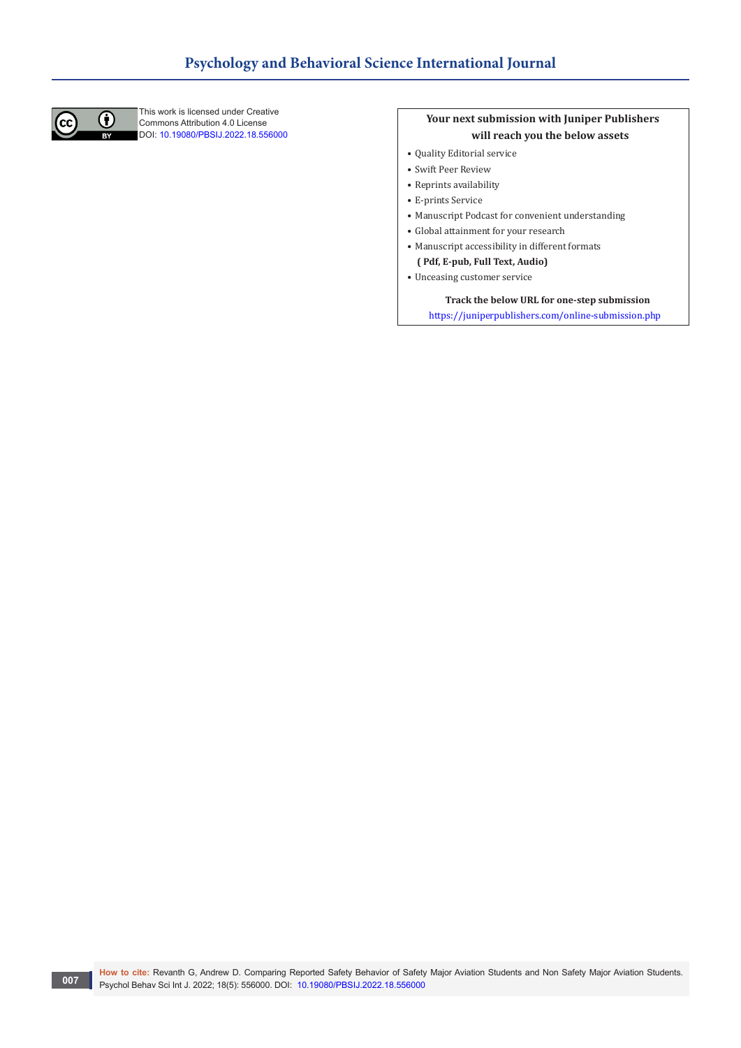This work is licensed under Creative Commons Attribution 4.0 License
DOI: 10.19080/PBSIJ.2022.18.556000

**Your next submission with Juniper Publishers will reach you the below assets**

- Quality Editorial service
- Swift Peer Review
- Reprints availability
- E-prints Service
- Manuscript Podcast for convenient understanding
- Global attainment for your research
- Manuscript accessibility in different formats
  **( Pdf, E-pub, Full Text, Audio)**
- Unceasing customer service

**Track the below URL for one-step submission**
https://juniperpublishers.com/online-submission.php

**How to cite:** Revanth G, Andrew D. Comparing Reported Safety Behavior of Safety Major Aviation Students and Non Safety Major Aviation Students. Psychol Behav Sci Int J. 2022; 18(5): 556000. DOI: 10.19080/PBSIJ.2022.18.556000